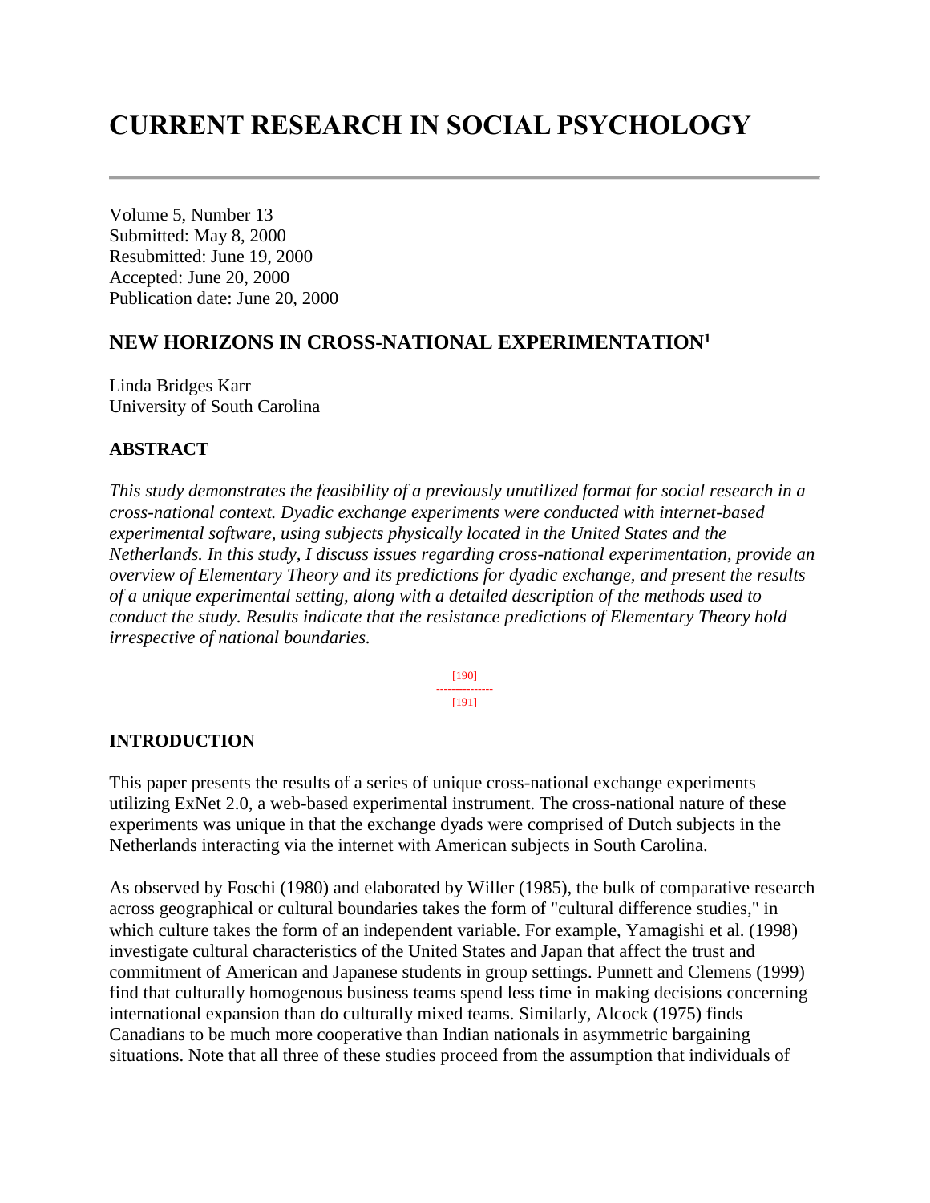# CURRENT RESEARCH IN SOCIAL PSYCHOLOGY

---

Volume 5, Number 13
Submitted: May 8, 2000
Resubmitted: June 19, 2000
Accepted: June 20, 2000
Publication date: June 20, 2000

## NEW HORIZONS IN CROSS-NATIONAL EXPERIMENTATION[1]

Linda Bridges Karr
University of South Carolina

### ABSTRACT

*This study demonstrates the feasibility of a previously unutilized format for social research in a cross-national context. Dyadic exchange experiments were conducted with internet-based experimental software, using subjects physically located in the United States and the Netherlands. In this study, I discuss issues regarding cross-national experimentation, provide an overview of Elementary Theory and its predictions for dyadic exchange, and present the results of a unique experimental setting, along with a detailed description of the methods used to conduct the study. Results indicate that the resistance predictions of Elementary Theory hold irrespective of national boundaries.*

### INTRODUCTION

This paper presents the results of a series of unique cross-national exchange experiments utilizing ExNet 2.0, a web-based experimental instrument. The cross-national nature of these experiments was unique in that the exchange dyads were comprised of Dutch subjects in the Netherlands interacting via the internet with American subjects in South Carolina.

As observed by Foschi (1980) and elaborated by Willer (1985), the bulk of comparative research across geographical or cultural boundaries takes the form of "cultural difference studies," in which culture takes the form of an independent variable. For example, Yamagishi et al. (1998) investigate cultural characteristics of the United States and Japan that affect the trust and commitment of American and Japanese students in group settings. Punnett and Clemens (1999) find that culturally homogenous business teams spend less time in making decisions concerning international expansion than do culturally mixed teams. Similarly, Alcock (1975) finds Canadians to be much more cooperative than Indian nationals in asymmetric bargaining situations. Note that all three of these studies proceed from the assumption that individuals of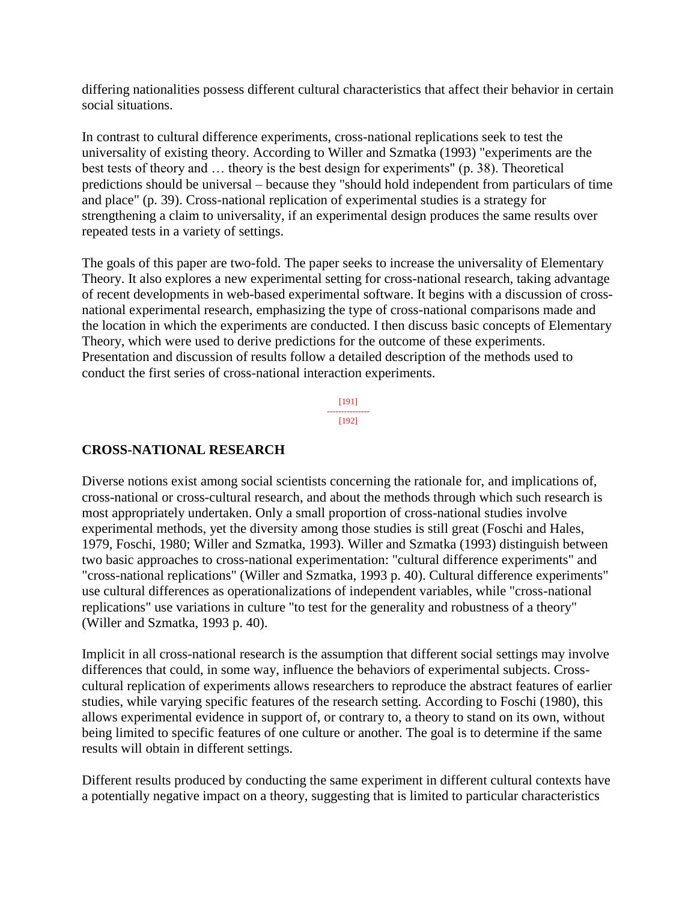differing nationalities possess different cultural characteristics that affect their behavior in certain social situations.

In contrast to cultural difference experiments, cross-national replications seek to test the universality of existing theory. According to Willer and Szmatka (1993) "experiments are the best tests of theory and … theory is the best design for experiments" (p. 38). Theoretical predictions should be universal – because they "should hold independent from particulars of time and place" (p. 39). Cross-national replication of experimental studies is a strategy for strengthening a claim to universality, if an experimental design produces the same results over repeated tests in a variety of settings.

The goals of this paper are two-fold. The paper seeks to increase the universality of Elementary Theory. It also explores a new experimental setting for cross-national research, taking advantage of recent developments in web-based experimental software. It begins with a discussion of cross-national experimental research, emphasizing the type of cross-national comparisons made and the location in which the experiments are conducted. I then discuss basic concepts of Elementary Theory, which were used to derive predictions for the outcome of these experiments. Presentation and discussion of results follow a detailed description of the methods used to conduct the first series of cross-national interaction experiments.

## CROSS-NATIONAL RESEARCH

Diverse notions exist among social scientists concerning the rationale for, and implications of, cross-national or cross-cultural research, and about the methods through which such research is most appropriately undertaken. Only a small proportion of cross-national studies involve experimental methods, yet the diversity among those studies is still great (Foschi and Hales, 1979, Foschi, 1980; Willer and Szmatka, 1993). Willer and Szmatka (1993) distinguish between two basic approaches to cross-national experimentation: "cultural difference experiments" and "cross-national replications" (Willer and Szmatka, 1993 p. 40). Cultural difference experiments" use cultural differences as operationalizations of independent variables, while "cross-national replications" use variations in culture "to test for the generality and robustness of a theory" (Willer and Szmatka, 1993 p. 40).

Implicit in all cross-national research is the assumption that different social settings may involve differences that could, in some way, influence the behaviors of experimental subjects. Cross-cultural replication of experiments allows researchers to reproduce the abstract features of earlier studies, while varying specific features of the research setting. According to Foschi (1980), this allows experimental evidence in support of, or contrary to, a theory to stand on its own, without being limited to specific features of one culture or another. The goal is to determine if the same results will obtain in different settings.

Different results produced by conducting the same experiment in different cultural contexts have a potentially negative impact on a theory, suggesting that is limited to particular characteristics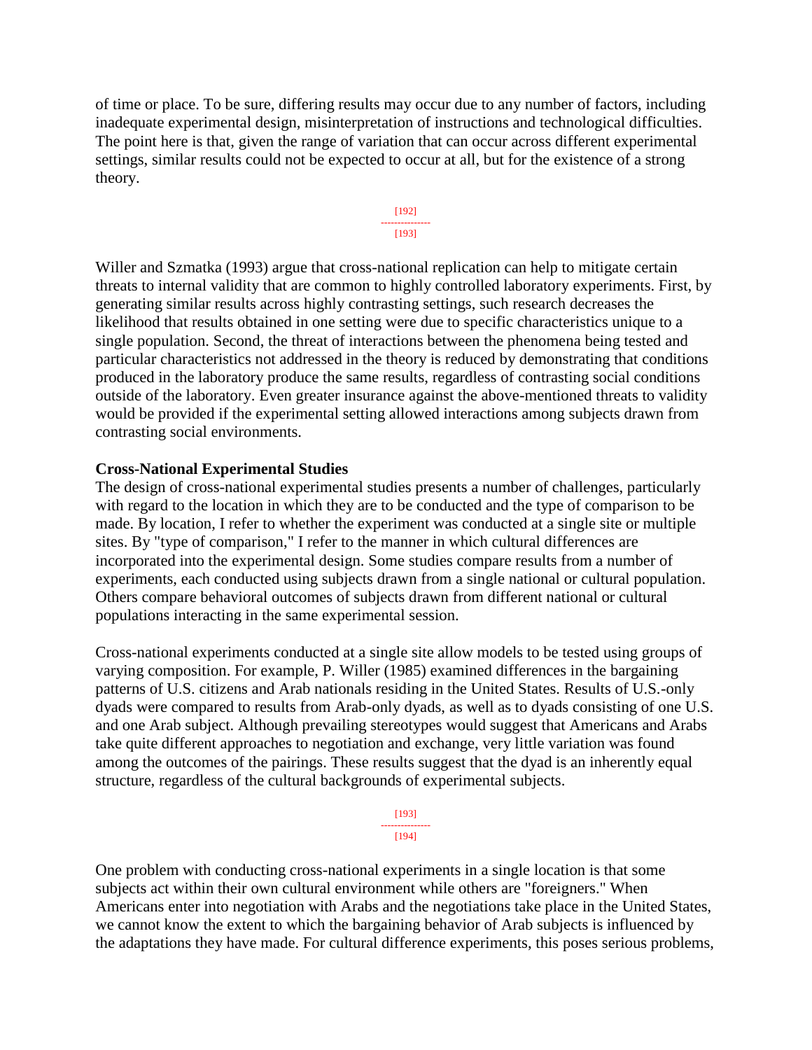of time or place. To be sure, differing results may occur due to any number of factors, including inadequate experimental design, misinterpretation of instructions and technological difficulties. The point here is that, given the range of variation that can occur across different experimental settings, similar results could not be expected to occur at all, but for the existence of a strong theory.

Willer and Szmatka (1993) argue that cross-national replication can help to mitigate certain threats to internal validity that are common to highly controlled laboratory experiments. First, by generating similar results across highly contrasting settings, such research decreases the likelihood that results obtained in one setting were due to specific characteristics unique to a single population. Second, the threat of interactions between the phenomena being tested and particular characteristics not addressed in the theory is reduced by demonstrating that conditions produced in the laboratory produce the same results, regardless of contrasting social conditions outside of the laboratory. Even greater insurance against the above-mentioned threats to validity would be provided if the experimental setting allowed interactions among subjects drawn from contrasting social environments.

**Cross-National Experimental Studies**

The design of cross-national experimental studies presents a number of challenges, particularly with regard to the location in which they are to be conducted and the type of comparison to be made. By location, I refer to whether the experiment was conducted at a single site or multiple sites. By "type of comparison," I refer to the manner in which cultural differences are incorporated into the experimental design. Some studies compare results from a number of experiments, each conducted using subjects drawn from a single national or cultural population. Others compare behavioral outcomes of subjects drawn from different national or cultural populations interacting in the same experimental session.

Cross-national experiments conducted at a single site allow models to be tested using groups of varying composition. For example, P. Willer (1985) examined differences in the bargaining patterns of U.S. citizens and Arab nationals residing in the United States. Results of U.S.-only dyads were compared to results from Arab-only dyads, as well as to dyads consisting of one U.S. and one Arab subject. Although prevailing stereotypes would suggest that Americans and Arabs take quite different approaches to negotiation and exchange, very little variation was found among the outcomes of the pairings. These results suggest that the dyad is an inherently equal structure, regardless of the cultural backgrounds of experimental subjects.

One problem with conducting cross-national experiments in a single location is that some subjects act within their own cultural environment while others are "foreigners." When Americans enter into negotiation with Arabs and the negotiations take place in the United States, we cannot know the extent to which the bargaining behavior of Arab subjects is influenced by the adaptations they have made. For cultural difference experiments, this poses serious problems,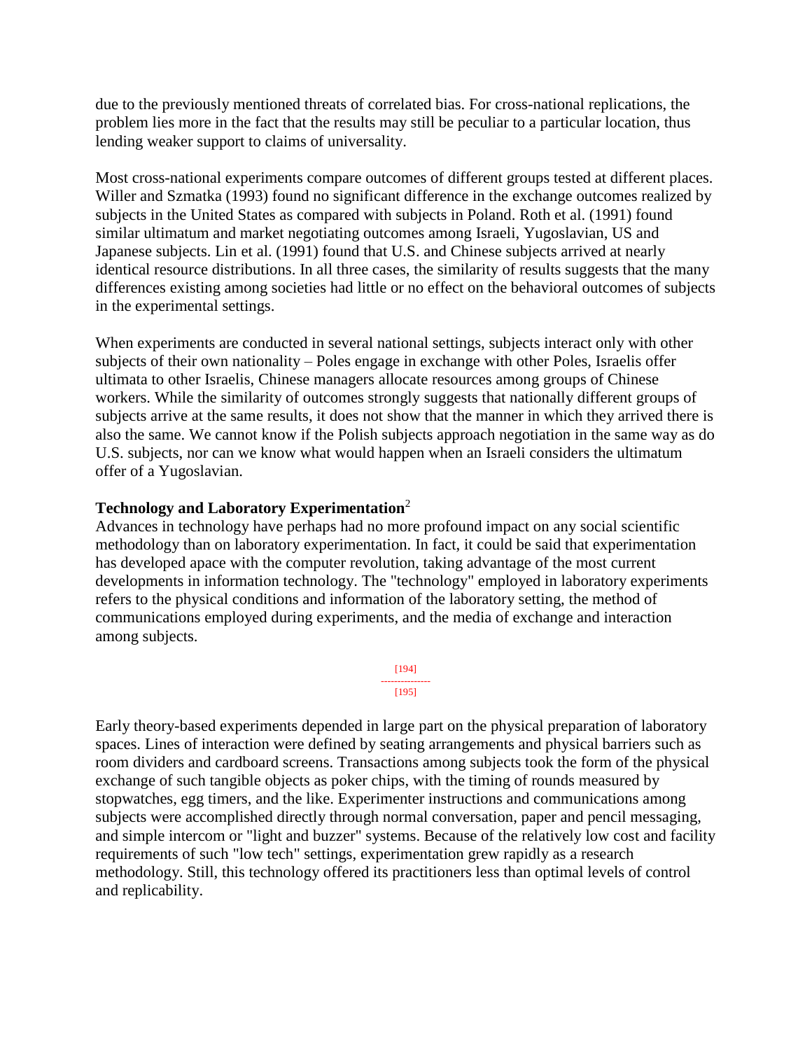due to the previously mentioned threats of correlated bias. For cross-national replications, the problem lies more in the fact that the results may still be peculiar to a particular location, thus lending weaker support to claims of universality.

Most cross-national experiments compare outcomes of different groups tested at different places. Willer and Szmatka (1993) found no significant difference in the exchange outcomes realized by subjects in the United States as compared with subjects in Poland. Roth et al. (1991) found similar ultimatum and market negotiating outcomes among Israeli, Yugoslavian, US and Japanese subjects. Lin et al. (1991) found that U.S. and Chinese subjects arrived at nearly identical resource distributions. In all three cases, the similarity of results suggests that the many differences existing among societies had little or no effect on the behavioral outcomes of subjects in the experimental settings.

When experiments are conducted in several national settings, subjects interact only with other subjects of their own nationality – Poles engage in exchange with other Poles, Israelis offer ultimata to other Israelis, Chinese managers allocate resources among groups of Chinese workers. While the similarity of outcomes strongly suggests that nationally different groups of subjects arrive at the same results, it does not show that the manner in which they arrived there is also the same. We cannot know if the Polish subjects approach negotiation in the same way as do U.S. subjects, nor can we know what would happen when an Israeli considers the ultimatum offer of a Yugoslavian.

### Technology and Laboratory Experimentation[2]

Advances in technology have perhaps had no more profound impact on any social scientific methodology than on laboratory experimentation. In fact, it could be said that experimentation has developed apace with the computer revolution, taking advantage of the most current developments in information technology. The "technology" employed in laboratory experiments refers to the physical conditions and information of the laboratory setting, the method of communications employed during experiments, and the media of exchange and interaction among subjects.

Early theory-based experiments depended in large part on the physical preparation of laboratory spaces. Lines of interaction were defined by seating arrangements and physical barriers such as room dividers and cardboard screens. Transactions among subjects took the form of the physical exchange of such tangible objects as poker chips, with the timing of rounds measured by stopwatches, egg timers, and the like. Experimenter instructions and communications among subjects were accomplished directly through normal conversation, paper and pencil messaging, and simple intercom or "light and buzzer" systems. Because of the relatively low cost and facility requirements of such "low tech" settings, experimentation grew rapidly as a research methodology. Still, this technology offered its practitioners less than optimal levels of control and replicability.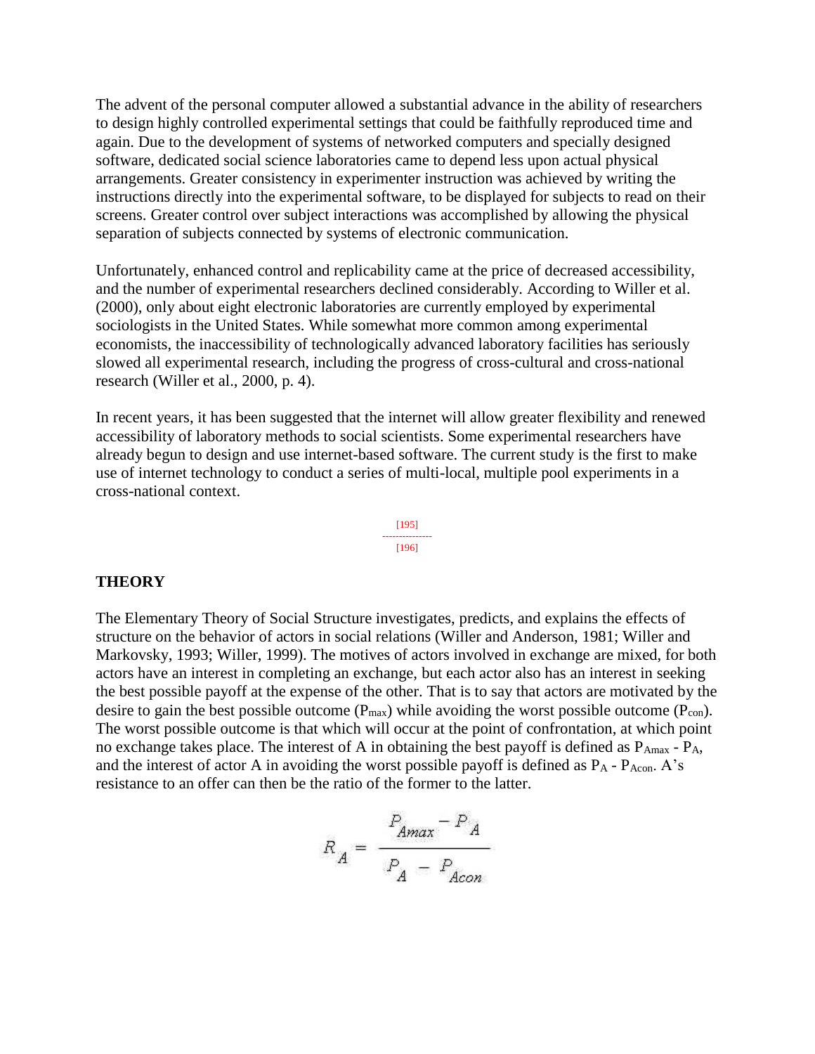The advent of the personal computer allowed a substantial advance in the ability of researchers to design highly controlled experimental settings that could be faithfully reproduced time and again. Due to the development of systems of networked computers and specially designed software, dedicated social science laboratories came to depend less upon actual physical arrangements. Greater consistency in experimenter instruction was achieved by writing the instructions directly into the experimental software, to be displayed for subjects to read on their screens. Greater control over subject interactions was accomplished by allowing the physical separation of subjects connected by systems of electronic communication.

Unfortunately, enhanced control and replicability came at the price of decreased accessibility, and the number of experimental researchers declined considerably. According to Willer et al. (2000), only about eight electronic laboratories are currently employed by experimental sociologists in the United States. While somewhat more common among experimental economists, the inaccessibility of technologically advanced laboratory facilities has seriously slowed all experimental research, including the progress of cross-cultural and cross-national research (Willer et al., 2000, p. 4).

In recent years, it has been suggested that the internet will allow greater flexibility and renewed accessibility of laboratory methods to social scientists. Some experimental researchers have already begun to design and use internet-based software. The current study is the first to make use of internet technology to conduct a series of multi-local, multiple pool experiments in a cross-national context.

## THEORY

The Elementary Theory of Social Structure investigates, predicts, and explains the effects of structure on the behavior of actors in social relations (Willer and Anderson, 1981; Willer and Markovsky, 1993; Willer, 1999). The motives of actors involved in exchange are mixed, for both actors have an interest in completing an exchange, but each actor also has an interest in seeking the best possible payoff at the expense of the other. That is to say that actors are motivated by the desire to gain the best possible outcome ($P_{max}$) while avoiding the worst possible outcome ($P_{con}$). The worst possible outcome is that which will occur at the point of confrontation, at which point no exchange takes place. The interest of A in obtaining the best payoff is defined as $P_{Amax} - P_A$, and the interest of actor A in avoiding the worst possible payoff is defined as $P_A - P_{Acon}$. A's resistance to an offer can then be the ratio of the former to the latter.

$$R_A = \frac{P_{Amax} - P_A}{P_A - P_{Acon}}$$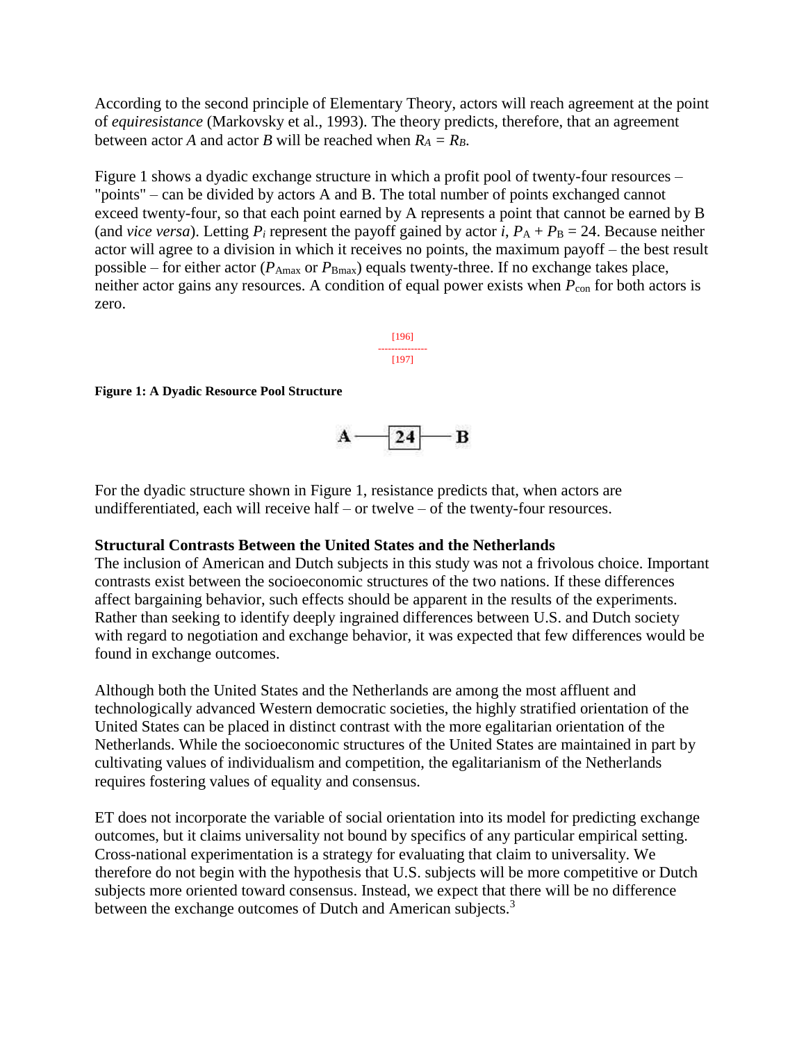According to the second principle of Elementary Theory, actors will reach agreement at the point of *equiresistance* (Markovsky et al., 1993). The theory predicts, therefore, that an agreement between actor *A* and actor *B* will be reached when $R_A = R_B$.

Figure 1 shows a dyadic exchange structure in which a profit pool of twenty-four resources – "points" – can be divided by actors A and B. The total number of points exchanged cannot exceed twenty-four, so that each point earned by A represents a point that cannot be earned by B (and *vice versa*). Letting $P_i$ represent the payoff gained by actor *i*, $P_A + P_B = 24$. Because neither actor will agree to a division in which it receives no points, the maximum payoff – the best result possible – for either actor ($P_{Amax}$ or $P_{Bmax}$) equals twenty-three. If no exchange takes place, neither actor gains any resources. A condition of equal power exists when $P_{con}$ for both actors is zero.

[196]
---------------
[197]

**Figure 1: A Dyadic Resource Pool Structure**

A — 24 — B

For the dyadic structure shown in Figure 1, resistance predicts that, when actors are undifferentiated, each will receive half – or twelve – of the twenty-four resources.

**Structural Contrasts Between the United States and the Netherlands**

The inclusion of American and Dutch subjects in this study was not a frivolous choice. Important contrasts exist between the socioeconomic structures of the two nations. If these differences affect bargaining behavior, such effects should be apparent in the results of the experiments. Rather than seeking to identify deeply ingrained differences between U.S. and Dutch society with regard to negotiation and exchange behavior, it was expected that few differences would be found in exchange outcomes.

Although both the United States and the Netherlands are among the most affluent and technologically advanced Western democratic societies, the highly stratified orientation of the United States can be placed in distinct contrast with the more egalitarian orientation of the Netherlands. While the socioeconomic structures of the United States are maintained in part by cultivating values of individualism and competition, the egalitarianism of the Netherlands requires fostering values of equality and consensus.

ET does not incorporate the variable of social orientation into its model for predicting exchange outcomes, but it claims universality not bound by specifics of any particular empirical setting. Cross-national experimentation is a strategy for evaluating that claim to universality. We therefore do not begin with the hypothesis that U.S. subjects will be more competitive or Dutch subjects more oriented toward consensus. Instead, we expect that there will be no difference between the exchange outcomes of Dutch and American subjects.[3]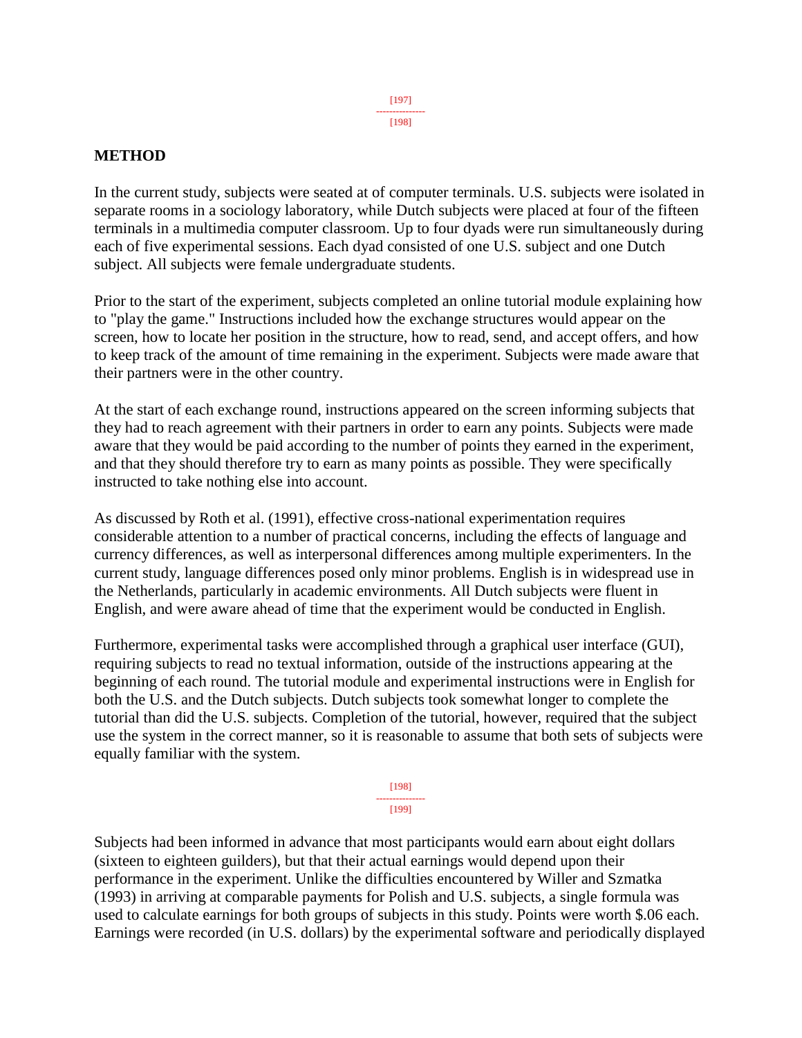## METHOD

In the current study, subjects were seated at of computer terminals. U.S. subjects were isolated in separate rooms in a sociology laboratory, while Dutch subjects were placed at four of the fifteen terminals in a multimedia computer classroom. Up to four dyads were run simultaneously during each of five experimental sessions. Each dyad consisted of one U.S. subject and one Dutch subject. All subjects were female undergraduate students.

Prior to the start of the experiment, subjects completed an online tutorial module explaining how to "play the game." Instructions included how the exchange structures would appear on the screen, how to locate her position in the structure, how to read, send, and accept offers, and how to keep track of the amount of time remaining in the experiment. Subjects were made aware that their partners were in the other country.

At the start of each exchange round, instructions appeared on the screen informing subjects that they had to reach agreement with their partners in order to earn any points. Subjects were made aware that they would be paid according to the number of points they earned in the experiment, and that they should therefore try to earn as many points as possible. They were specifically instructed to take nothing else into account.

As discussed by Roth et al. (1991), effective cross-national experimentation requires considerable attention to a number of practical concerns, including the effects of language and currency differences, as well as interpersonal differences among multiple experimenters. In the current study, language differences posed only minor problems. English is in widespread use in the Netherlands, particularly in academic environments. All Dutch subjects were fluent in English, and were aware ahead of time that the experiment would be conducted in English.

Furthermore, experimental tasks were accomplished through a graphical user interface (GUI), requiring subjects to read no textual information, outside of the instructions appearing at the beginning of each round. The tutorial module and experimental instructions were in English for both the U.S. and the Dutch subjects. Dutch subjects took somewhat longer to complete the tutorial than did the U.S. subjects. Completion of the tutorial, however, required that the subject use the system in the correct manner, so it is reasonable to assume that both sets of subjects were equally familiar with the system.

Subjects had been informed in advance that most participants would earn about eight dollars (sixteen to eighteen guilders), but that their actual earnings would depend upon their performance in the experiment. Unlike the difficulties encountered by Willer and Szmatka (1993) in arriving at comparable payments for Polish and U.S. subjects, a single formula was used to calculate earnings for both groups of subjects in this study. Points were worth $.06 each. Earnings were recorded (in U.S. dollars) by the experimental software and periodically displayed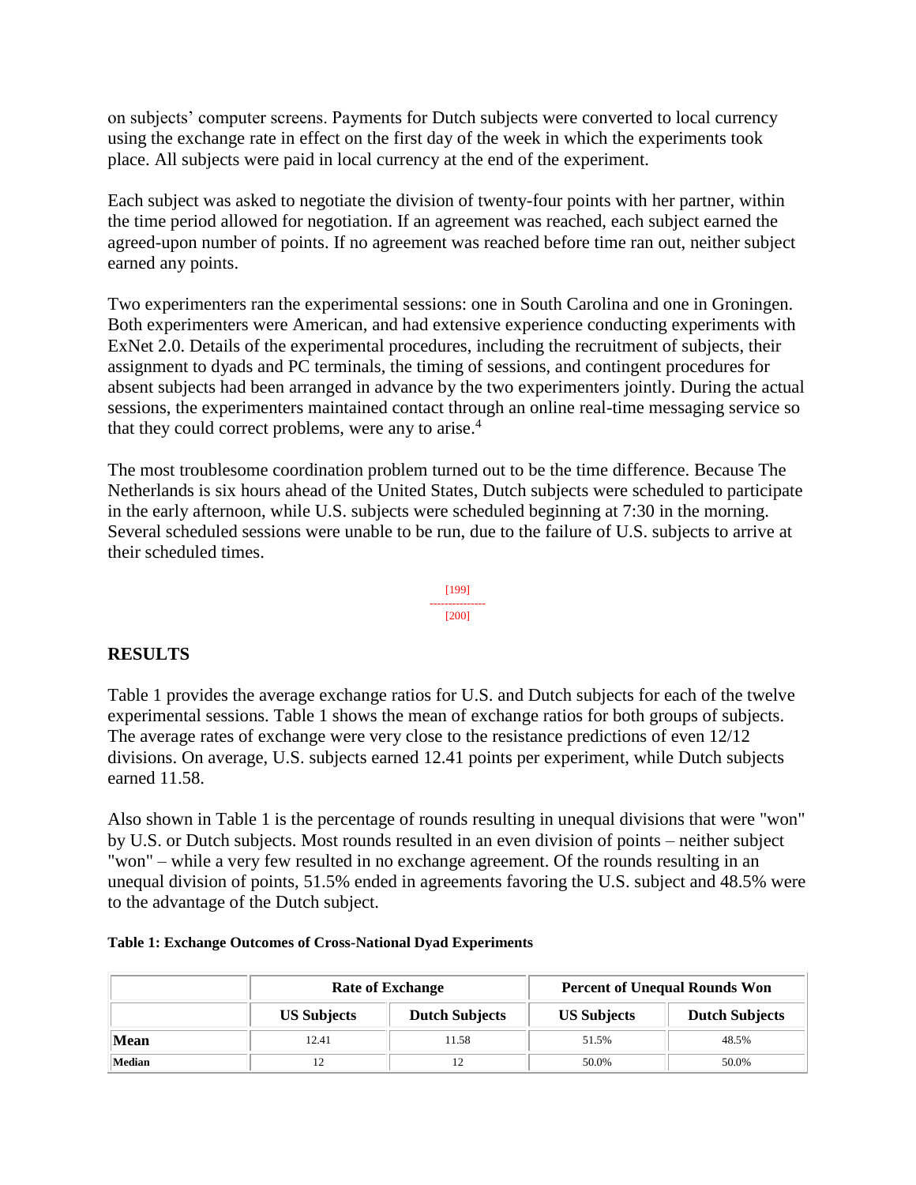on subjects' computer screens. Payments for Dutch subjects were converted to local currency using the exchange rate in effect on the first day of the week in which the experiments took place. All subjects were paid in local currency at the end of the experiment.

Each subject was asked to negotiate the division of twenty-four points with her partner, within the time period allowed for negotiation. If an agreement was reached, each subject earned the agreed-upon number of points. If no agreement was reached before time ran out, neither subject earned any points.

Two experimenters ran the experimental sessions: one in South Carolina and one in Groningen. Both experimenters were American, and had extensive experience conducting experiments with ExNet 2.0. Details of the experimental procedures, including the recruitment of subjects, their assignment to dyads and PC terminals, the timing of sessions, and contingent procedures for absent subjects had been arranged in advance by the two experimenters jointly. During the actual sessions, the experimenters maintained contact through an online real-time messaging service so that they could correct problems, were any to arise.[4]

The most troublesome coordination problem turned out to be the time difference. Because The Netherlands is six hours ahead of the United States, Dutch subjects were scheduled to participate in the early afternoon, while U.S. subjects were scheduled beginning at 7:30 in the morning. Several scheduled sessions were unable to be run, due to the failure of U.S. subjects to arrive at their scheduled times.

## RESULTS

Table 1 provides the average exchange ratios for U.S. and Dutch subjects for each of the twelve experimental sessions. Table 1 shows the mean of exchange ratios for both groups of subjects. The average rates of exchange were very close to the resistance predictions of even 12/12 divisions. On average, U.S. subjects earned 12.41 points per experiment, while Dutch subjects earned 11.58.

Also shown in Table 1 is the percentage of rounds resulting in unequal divisions that were "won" by U.S. or Dutch subjects. Most rounds resulted in an even division of points – neither subject "won" – while a very few resulted in no exchange agreement. Of the rounds resulting in an unequal division of points, 51.5% ended in agreements favoring the U.S. subject and 48.5% were to the advantage of the Dutch subject.

**Table 1: Exchange Outcomes of Cross-National Dyad Experiments**

| | Rate of Exchange | | Percent of Unequal Rounds Won | |
|---|---|---|---|---|
| | **US Subjects** | **Dutch Subjects** | **US Subjects** | **Dutch Subjects** |
| **Mean** | 12.41 | 11.58 | 51.5% | 48.5% |
| **Median** | 12 | 12 | 50.0% | 50.0% |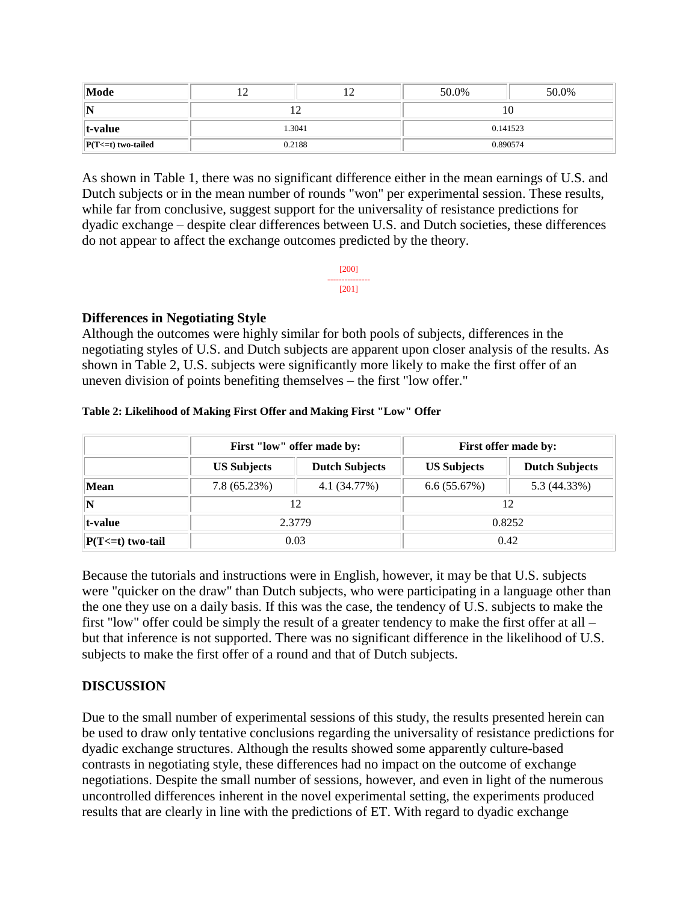| Mode | 12 | 12 | 50.0% | 50.0% |
|---|---|---|---|---|
| N | 12 | | 10 | |
| t-value | 1.3041 | | 0.141523 | |
| P(T<=t) two-tailed | 0.2188 | | 0.890574 | |

As shown in Table 1, there was no significant difference either in the mean earnings of U.S. and Dutch subjects or in the mean number of rounds "won" per experimental session. These results, while far from conclusive, suggest support for the universality of resistance predictions for dyadic exchange – despite clear differences between U.S. and Dutch societies, these differences do not appear to affect the exchange outcomes predicted by the theory.

[200]
---------------
[201]

### Differences in Negotiating Style

Although the outcomes were highly similar for both pools of subjects, differences in the negotiating styles of U.S. and Dutch subjects are apparent upon closer analysis of the results. As shown in Table 2, U.S. subjects were significantly more likely to make the first offer of an uneven division of points benefiting themselves – the first "low offer."

**Table 2: Likelihood of Making First Offer and Making First "Low" Offer**

| | First "low" offer made by: | | First offer made by: | |
|---|---|---|---|---|
| | US Subjects | Dutch Subjects | US Subjects | Dutch Subjects |
| Mean | 7.8 (65.23%) | 4.1 (34.77%) | 6.6 (55.67%) | 5.3 (44.33%) |
| N | 12 | | 12 | |
| t-value | 2.3779 | | 0.8252 | |
| P(T<=t) two-tail | 0.03 | | 0.42 | |

Because the tutorials and instructions were in English, however, it may be that U.S. subjects were "quicker on the draw" than Dutch subjects, who were participating in a language other than the one they use on a daily basis. If this was the case, the tendency of U.S. subjects to make the first "low" offer could be simply the result of a greater tendency to make the first offer at all – but that inference is not supported. There was no significant difference in the likelihood of U.S. subjects to make the first offer of a round and that of Dutch subjects.

## DISCUSSION

Due to the small number of experimental sessions of this study, the results presented herein can be used to draw only tentative conclusions regarding the universality of resistance predictions for dyadic exchange structures. Although the results showed some apparently culture-based contrasts in negotiating style, these differences had no impact on the outcome of exchange negotiations. Despite the small number of sessions, however, and even in light of the numerous uncontrolled differences inherent in the novel experimental setting, the experiments produced results that are clearly in line with the predictions of ET. With regard to dyadic exchange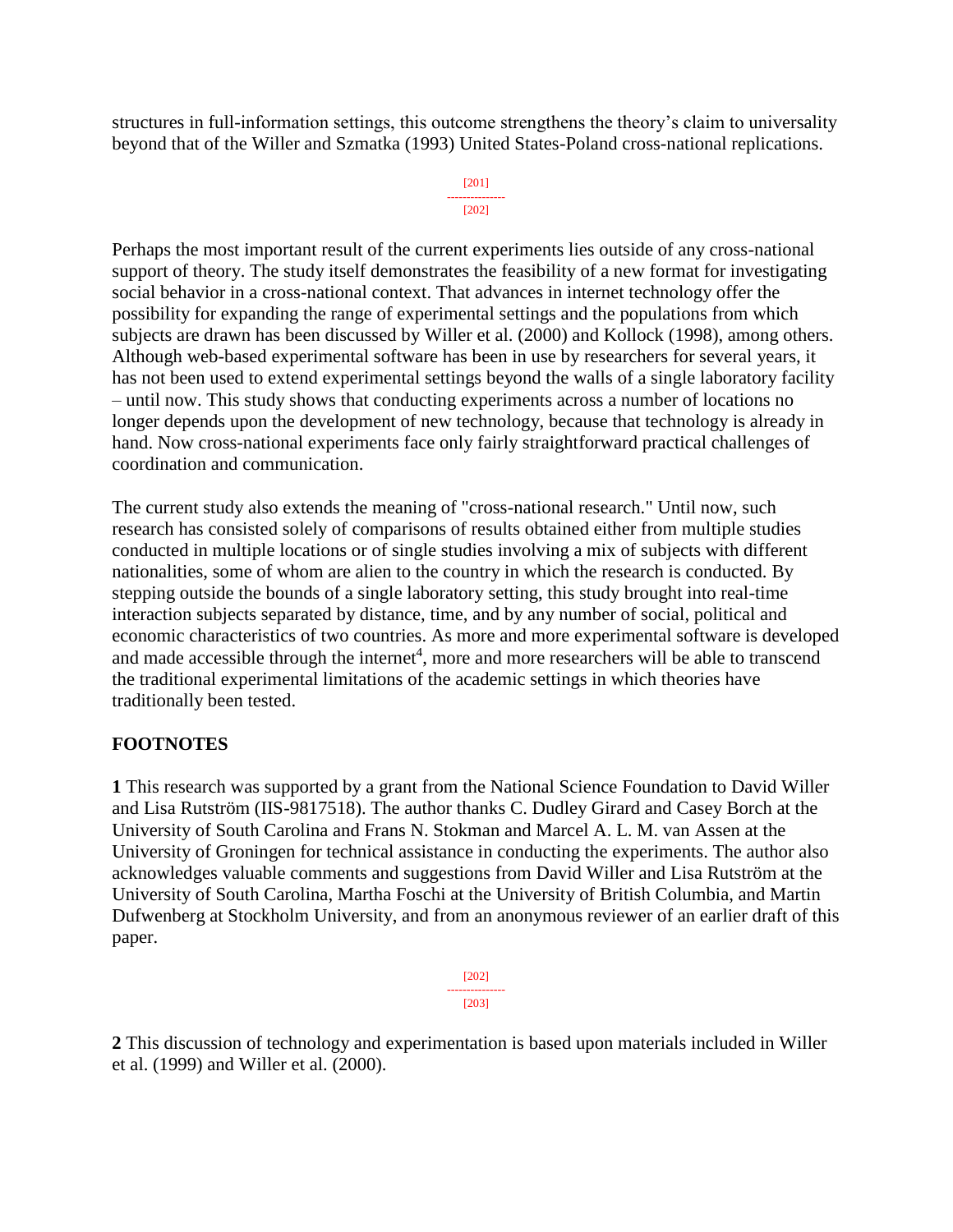structures in full-information settings, this outcome strengthens the theory's claim to universality beyond that of the Willer and Szmatka (1993) United States-Poland cross-national replications.

Perhaps the most important result of the current experiments lies outside of any cross-national support of theory. The study itself demonstrates the feasibility of a new format for investigating social behavior in a cross-national context. That advances in internet technology offer the possibility for expanding the range of experimental settings and the populations from which subjects are drawn has been discussed by Willer et al. (2000) and Kollock (1998), among others. Although web-based experimental software has been in use by researchers for several years, it has not been used to extend experimental settings beyond the walls of a single laboratory facility – until now. This study shows that conducting experiments across a number of locations no longer depends upon the development of new technology, because that technology is already in hand. Now cross-national experiments face only fairly straightforward practical challenges of coordination and communication.

The current study also extends the meaning of "cross-national research." Until now, such research has consisted solely of comparisons of results obtained either from multiple studies conducted in multiple locations or of single studies involving a mix of subjects with different nationalities, some of whom are alien to the country in which the research is conducted. By stepping outside the bounds of a single laboratory setting, this study brought into real-time interaction subjects separated by distance, time, and by any number of social, political and economic characteristics of two countries. As more and more experimental software is developed and made accessible through the internet[4], more and more researchers will be able to transcend the traditional experimental limitations of the academic settings in which theories have traditionally been tested.

## FOOTNOTES

**1** This research was supported by a grant from the National Science Foundation to David Willer and Lisa Rutström (IIS-9817518). The author thanks C. Dudley Girard and Casey Borch at the University of South Carolina and Frans N. Stokman and Marcel A. L. M. van Assen at the University of Groningen for technical assistance in conducting the experiments. The author also acknowledges valuable comments and suggestions from David Willer and Lisa Rutström at the University of South Carolina, Martha Foschi at the University of British Columbia, and Martin Dufwenberg at Stockholm University, and from an anonymous reviewer of an earlier draft of this paper.

**2** This discussion of technology and experimentation is based upon materials included in Willer et al. (1999) and Willer et al. (2000).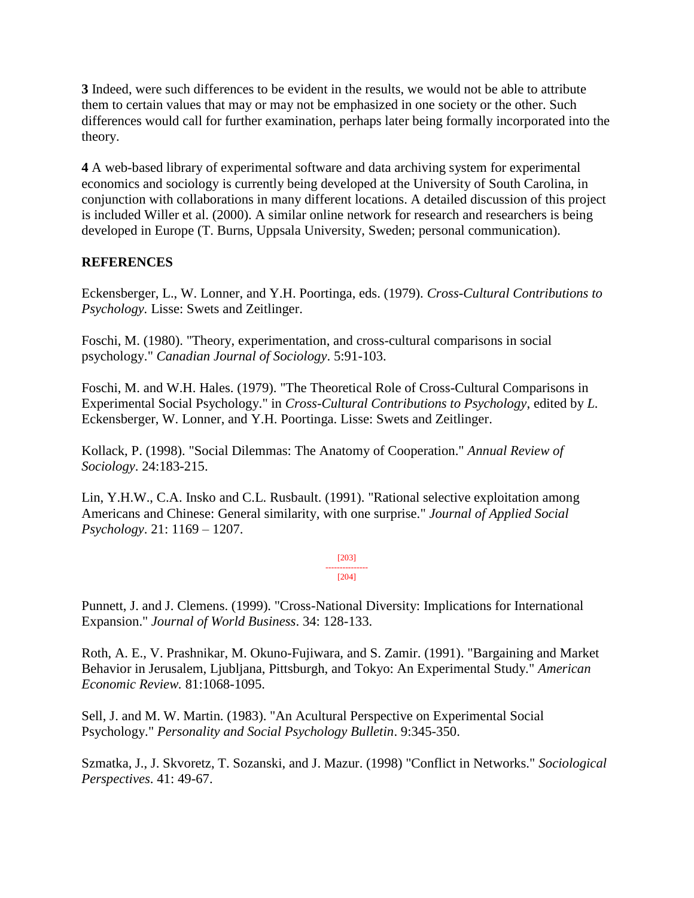**3** Indeed, were such differences to be evident in the results, we would not be able to attribute them to certain values that may or may not be emphasized in one society or the other. Such differences would call for further examination, perhaps later being formally incorporated into the theory.

**4** A web-based library of experimental software and data archiving system for experimental economics and sociology is currently being developed at the University of South Carolina, in conjunction with collaborations in many different locations. A detailed discussion of this project is included Willer et al. (2000). A similar online network for research and researchers is being developed in Europe (T. Burns, Uppsala University, Sweden; personal communication).

**REFERENCES**

Eckensberger, L., W. Lonner, and Y.H. Poortinga, eds. (1979). *Cross-Cultural Contributions to Psychology*. Lisse: Swets and Zeitlinger.

Foschi, M. (1980). "Theory, experimentation, and cross-cultural comparisons in social psychology." *Canadian Journal of Sociology*. 5:91-103.

Foschi, M. and W.H. Hales. (1979). "The Theoretical Role of Cross-Cultural Comparisons in Experimental Social Psychology." in *Cross-Cultural Contributions to Psychology*, edited by *L.* Eckensberger, W. Lonner, and Y.H. Poortinga. Lisse: Swets and Zeitlinger.

Kollack, P. (1998). "Social Dilemmas: The Anatomy of Cooperation." *Annual Review of Sociology*. 24:183-215.

Lin, Y.H.W., C.A. Insko and C.L. Rusbault. (1991). "Rational selective exploitation among Americans and Chinese: General similarity, with one surprise." *Journal of Applied Social Psychology*. 21: 1169 – 1207.

Punnett, J. and J. Clemens. (1999). "Cross-National Diversity: Implications for International Expansion." *Journal of World Business*. 34: 128-133.

Roth, A. E., V. Prashnikar, M. Okuno-Fujiwara, and S. Zamir. (1991). "Bargaining and Market Behavior in Jerusalem, Ljubljana, Pittsburgh, and Tokyo: An Experimental Study." *American Economic Review.* 81:1068-1095.

Sell, J. and M. W. Martin. (1983). "An Acultural Perspective on Experimental Social Psychology." *Personality and Social Psychology Bulletin*. 9:345-350.

Szmatka, J., J. Skvoretz, T. Sozanski, and J. Mazur. (1998) "Conflict in Networks." *Sociological Perspectives*. 41: 49-67.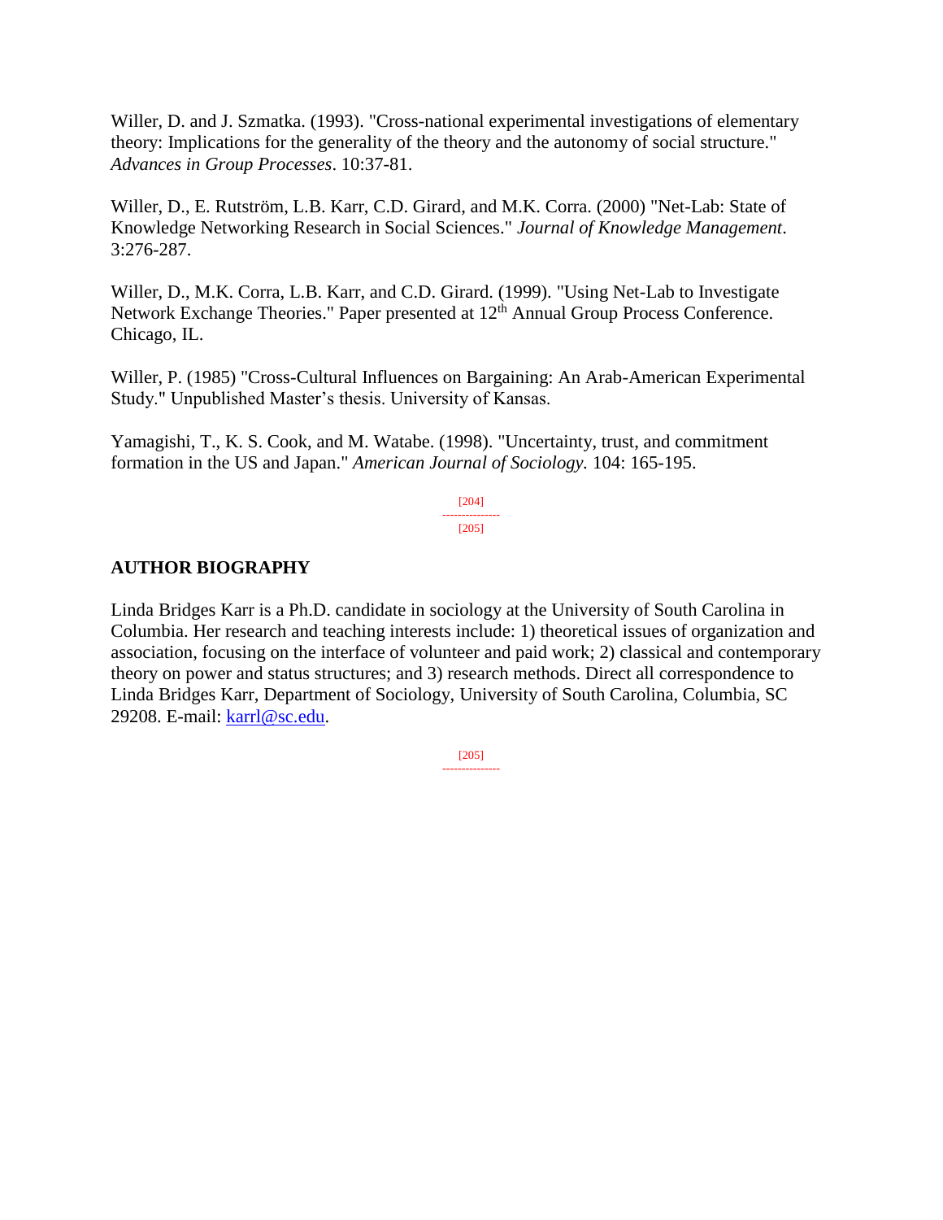Willer, D. and J. Szmatka. (1993). "Cross-national experimental investigations of elementary theory: Implications for the generality of the theory and the autonomy of social structure." *Advances in Group Processes*. 10:37-81.

Willer, D., E. Rutström, L.B. Karr, C.D. Girard, and M.K. Corra. (2000) "Net-Lab: State of Knowledge Networking Research in Social Sciences." *Journal of Knowledge Management*. 3:276-287.

Willer, D., M.K. Corra, L.B. Karr, and C.D. Girard. (1999). "Using Net-Lab to Investigate Network Exchange Theories." Paper presented at 12th Annual Group Process Conference. Chicago, IL.

Willer, P. (1985) "Cross-Cultural Influences on Bargaining: An Arab-American Experimental Study." Unpublished Master's thesis. University of Kansas.

Yamagishi, T., K. S. Cook, and M. Watabe. (1998). "Uncertainty, trust, and commitment formation in the US and Japan." *American Journal of Sociology.* 104: 165-195.

## AUTHOR BIOGRAPHY

Linda Bridges Karr is a Ph.D. candidate in sociology at the University of South Carolina in Columbia. Her research and teaching interests include: 1) theoretical issues of organization and association, focusing on the interface of volunteer and paid work; 2) classical and contemporary theory on power and status structures; and 3) research methods. Direct all correspondence to Linda Bridges Karr, Department of Sociology, University of South Carolina, Columbia, SC 29208. E-mail: karrl@sc.edu.